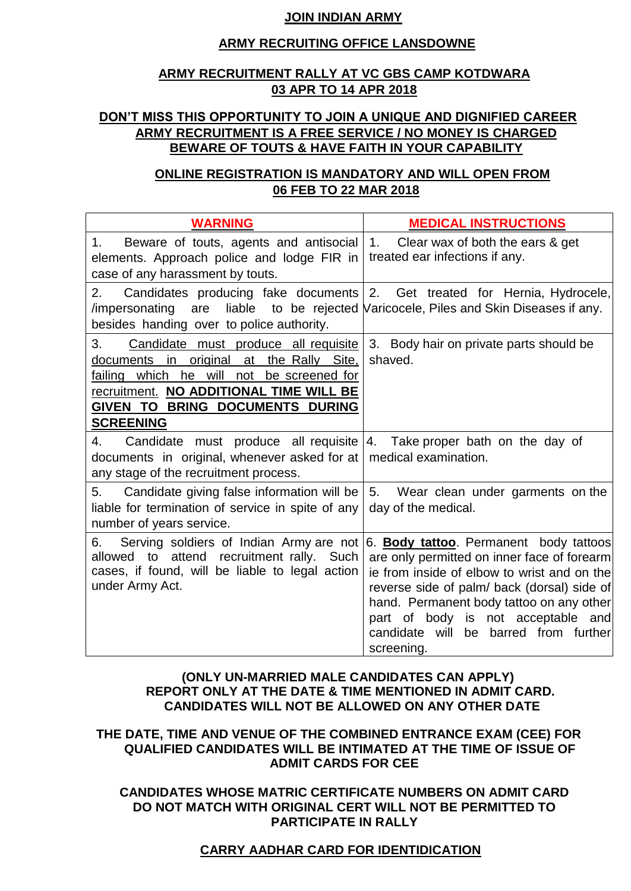# JOIN INDIAN ARMY

## ARMY RECRUITING OFFICE LANSDOWNE

## ARMY RECRUITMENT RALLY AT VC GBS CAMP KOTDWARA 03 APR TO 14 APR 2018

**DON'T MISS THIS OPPORTUNITY TO JOIN A UNIQUE AND DIGNIFIED CAREER**
**ARMY RECRUITMENT IS A FREE SERVICE / NO MONEY IS CHARGED**
**BEWARE OF TOUTS & HAVE FAITH IN YOUR CAPABILITY**

**ONLINE REGISTRATION IS MANDATORY AND WILL OPEN FROM 06 FEB TO 22 MAR 2018**

| WARNING | MEDICAL INSTRUCTIONS |
|---|---|
| 1. Beware of touts, agents and antisocial elements. Approach police and lodge FIR in case of any harassment by touts. | 1. Clear wax of both the ears & get treated ear infections if any. |
| 2. Candidates producing fake documents /impersonating are liable to be rejected besides handing over to police authority. | 2. Get treated for Hernia, Hydrocele, Varicocele, Piles and Skin Diseases if any. |
| 3. Candidate must produce all requisite documents in original at the Rally Site, failing which he will not be screened for recruitment. **NO ADDITIONAL TIME WILL BE GIVEN TO BRING DOCUMENTS DURING SCREENING** | 3. Body hair on private parts should be shaved. |
| 4. Candidate must produce all requisite documents in original, whenever asked for at any stage of the recruitment process. | 4. Take proper bath on the day of medical examination. |
| 5. Candidate giving false information will be liable for termination of service in spite of any number of years service. | 5. Wear clean under garments on the day of the medical. |
| 6. Serving soldiers of Indian Army are not allowed to attend recruitment rally. Such cases, if found, will be liable to legal action under Army Act. | 6. **Body tattoo**. Permanent body tattoos are only permitted on inner face of forearm ie from inside of elbow to wrist and on the reverse side of palm/ back (dorsal) side of hand. Permanent body tattoo on any other part of body is not acceptable and candidate will be barred from further screening. |

**(ONLY UN-MARRIED MALE CANDIDATES CAN APPLY)**
**REPORT ONLY AT THE DATE & TIME MENTIONED IN ADMIT CARD.**
**CANDIDATES WILL NOT BE ALLOWED ON ANY OTHER DATE**

**THE DATE, TIME AND VENUE OF THE COMBINED ENTRANCE EXAM (CEE) FOR QUALIFIED CANDIDATES WILL BE INTIMATED AT THE TIME OF ISSUE OF ADMIT CARDS FOR CEE**

**CANDIDATES WHOSE MATRIC CERTIFICATE NUMBERS ON ADMIT CARD DO NOT MATCH WITH ORIGINAL CERT WILL NOT BE PERMITTED TO PARTICIPATE IN RALLY**

**CARRY AADHAR CARD FOR IDENTIDICATION**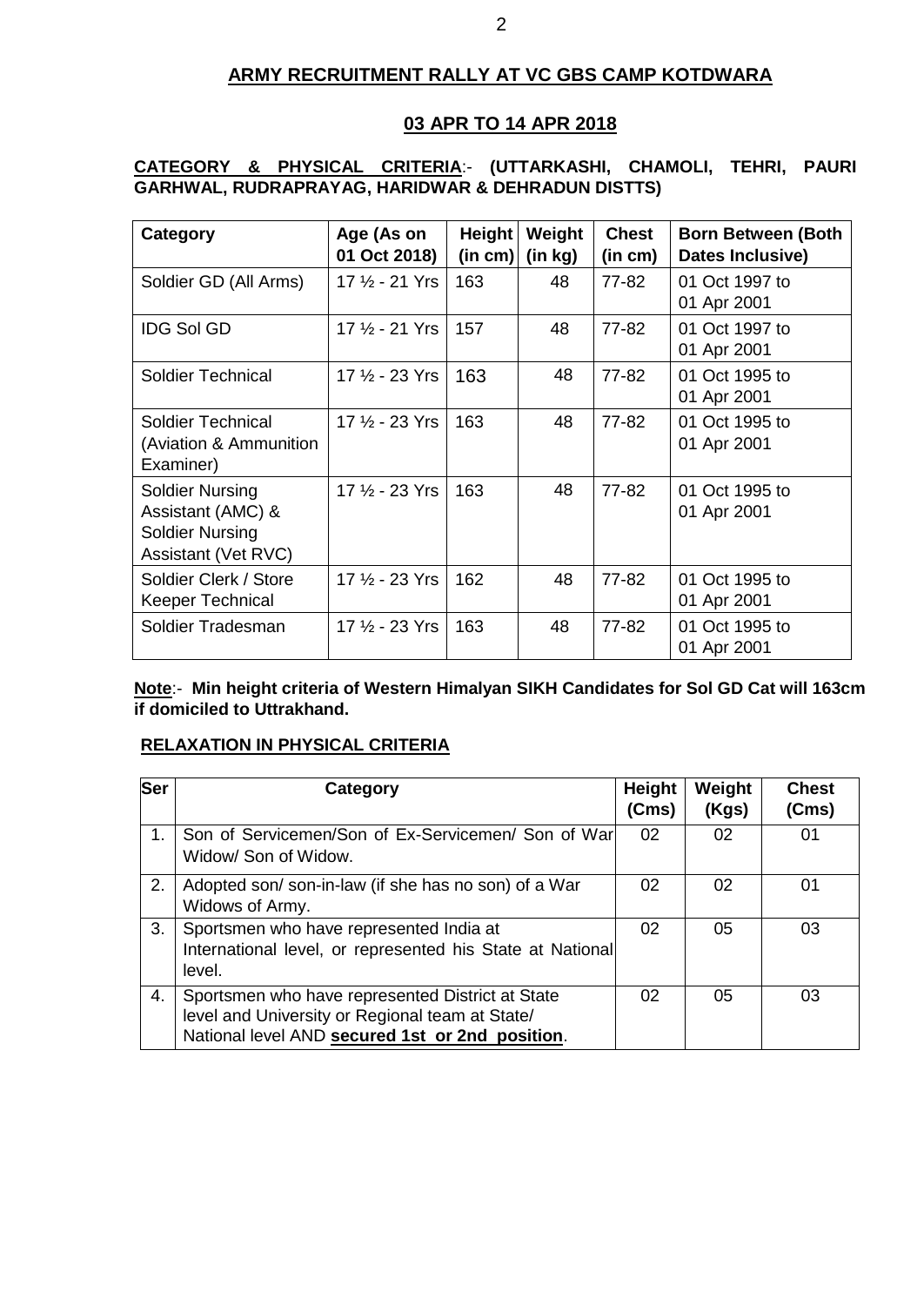## ARMY RECRUITMENT RALLY AT VC GBS CAMP KOTDWARA

## 03 APR TO 14 APR 2018

**CATEGORY & PHYSICAL CRITERIA**:- **(UTTARKASHI, CHAMOLI, TEHRI, PAURI GARHWAL, RUDRAPRAYAG, HARIDWAR & DEHRADUN DISTTS)**

| Category | Age (As on 01 Oct 2018) | Height (in cm) | Weight (in kg) | Chest (in cm) | Born Between (Both Dates Inclusive) |
|---|---|---|---|---|---|
| Soldier GD (All Arms) | 17 ½ - 21 Yrs | 163 | 48 | 77-82 | 01 Oct 1997 to 01 Apr 2001 |
| IDG Sol GD | 17 ½ - 21 Yrs | 157 | 48 | 77-82 | 01 Oct 1997 to 01 Apr 2001 |
| Soldier Technical | 17 ½ - 23 Yrs | 163 | 48 | 77-82 | 01 Oct 1995 to 01 Apr 2001 |
| Soldier Technical (Aviation & Ammunition Examiner) | 17 ½ - 23 Yrs | 163 | 48 | 77-82 | 01 Oct 1995 to 01 Apr 2001 |
| Soldier Nursing Assistant (AMC) & Soldier Nursing Assistant (Vet RVC) | 17 ½ - 23 Yrs | 163 | 48 | 77-82 | 01 Oct 1995 to 01 Apr 2001 |
| Soldier Clerk / Store Keeper Technical | 17 ½ - 23 Yrs | 162 | 48 | 77-82 | 01 Oct 1995 to 01 Apr 2001 |
| Soldier Tradesman | 17 ½ - 23 Yrs | 163 | 48 | 77-82 | 01 Oct 1995 to 01 Apr 2001 |

**Note**:- **Min height criteria of Western Himalyan SIKH Candidates for Sol GD Cat will 163cm if domiciled to Uttrakhand.**

**RELAXATION IN PHYSICAL CRITERIA**

| Ser | Category | Height (Cms) | Weight (Kgs) | Chest (Cms) |
|---|---|---|---|---|
| 1. | Son of Servicemen/Son of Ex-Servicemen/ Son of War Widow/ Son of Widow. | 02 | 02 | 01 |
| 2. | Adopted son/ son-in-law (if she has no son) of a War Widows of Army. | 02 | 02 | 01 |
| 3. | Sportsmen who have represented India at International level, or represented his State at National level. | 02 | 05 | 03 |
| 4. | Sportsmen who have represented District at State level and University or Regional team at State/ National level AND **secured 1st or 2nd position**. | 02 | 05 | 03 |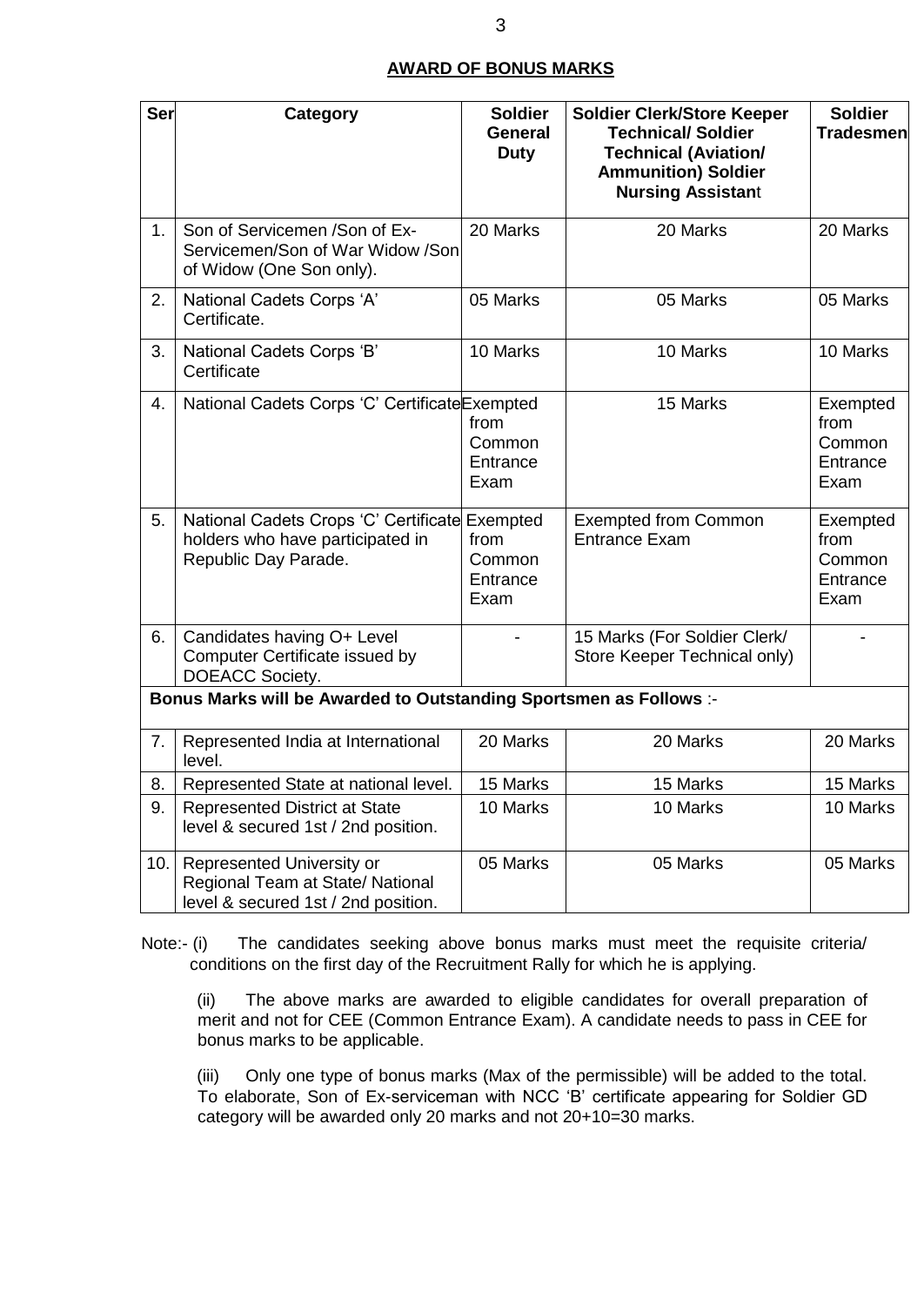**AWARD OF BONUS MARKS**

| Ser | Category | Soldier General Duty | Soldier Clerk/Store Keeper Technical/ Soldier Technical (Aviation/ Ammunition) Soldier Nursing Assistant | Soldier Tradesmen |
|---|---|---|---|---|
| 1. | Son of Servicemen /Son of Ex-Servicemen/Son of War Widow /Son of Widow (One Son only). | 20 Marks | 20 Marks | 20 Marks |
| 2. | National Cadets Corps 'A' Certificate. | 05 Marks | 05 Marks | 05 Marks |
| 3. | National Cadets Corps 'B' Certificate | 10 Marks | 10 Marks | 10 Marks |
| 4. | National Cadets Corps 'C' Certificate | Exempted from Common Entrance Exam | 15 Marks | Exempted from Common Entrance Exam |
| 5. | National Cadets Crops 'C' Certificate holders who have participated in Republic Day Parade. | Exempted from Common Entrance Exam | Exempted from Common Entrance Exam | Exempted from Common Entrance Exam |
| 6. | Candidates having O+ Level Computer Certificate issued by DOEACC Society. | - | 15 Marks (For Soldier Clerk/ Store Keeper Technical only) | - |
| **Bonus Marks will be Awarded to Outstanding Sportsmen as Follows** :- | | | | |
| 7. | Represented India at International level. | 20 Marks | 20 Marks | 20 Marks |
| 8. | Represented State at national level. | 15 Marks | 15 Marks | 15 Marks |
| 9. | Represented District at State level & secured 1st / 2nd position. | 10 Marks | 10 Marks | 10 Marks |
| 10. | Represented University or Regional Team at State/ National level & secured 1st / 2nd position. | 05 Marks | 05 Marks | 05 Marks |

Note:- (i) The candidates seeking above bonus marks must meet the requisite criteria/ conditions on the first day of the Recruitment Rally for which he is applying.

(ii) The above marks are awarded to eligible candidates for overall preparation of merit and not for CEE (Common Entrance Exam). A candidate needs to pass in CEE for bonus marks to be applicable.

(iii) Only one type of bonus marks (Max of the permissible) will be added to the total. To elaborate, Son of Ex-serviceman with NCC 'B' certificate appearing for Soldier GD category will be awarded only 20 marks and not 20+10=30 marks.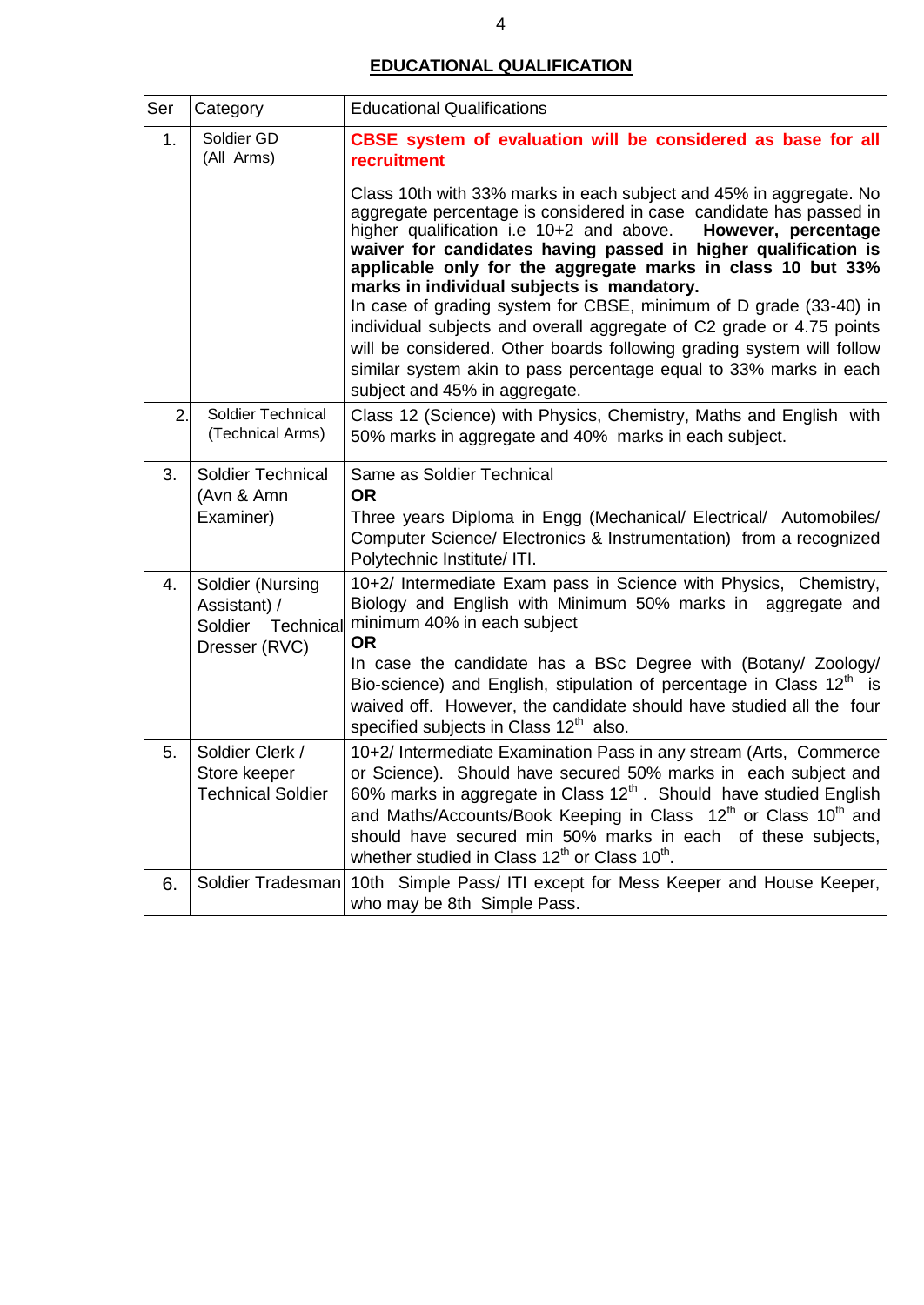## EDUCATIONAL QUALIFICATION

| Ser | Category | Educational Qualifications |
|---|---|---|
| 1. | Soldier GD (All Arms) | **CBSE system of evaluation will be considered as base for all recruitment**<br><br>Class 10th with 33% marks in each subject and 45% in aggregate. No aggregate percentage is considered in case candidate has passed in higher qualification i.e 10+2 and above. **However, percentage waiver for candidates having passed in higher qualification is applicable only for the aggregate marks in class 10 but 33% marks in individual subjects is mandatory.**<br>In case of grading system for CBSE, minimum of D grade (33-40) in individual subjects and overall aggregate of C2 grade or 4.75 points will be considered. Other boards following grading system will follow similar system akin to pass percentage equal to 33% marks in each subject and 45% in aggregate. |
| 2. | Soldier Technical (Technical Arms) | Class 12 (Science) with Physics, Chemistry, Maths and English with 50% marks in aggregate and 40% marks in each subject. |
| 3. | Soldier Technical (Avn & Amn Examiner) | Same as Soldier Technical<br>**OR**<br>Three years Diploma in Engg (Mechanical/ Electrical/ Automobiles/ Computer Science/ Electronics & Instrumentation) from a recognized Polytechnic Institute/ ITI. |
| 4. | Soldier (Nursing Assistant) / Soldier Technical Dresser (RVC) | 10+2/ Intermediate Exam pass in Science with Physics, Chemistry, Biology and English with Minimum 50% marks in aggregate and minimum 40% in each subject<br>**OR**<br>In case the candidate has a BSc Degree with (Botany/ Zoology/ Bio-science) and English, stipulation of percentage in Class 12th is waived off. However, the candidate should have studied all the four specified subjects in Class 12th also. |
| 5. | Soldier Clerk / Store keeper Technical Soldier | 10+2/ Intermediate Examination Pass in any stream (Arts, Commerce or Science). Should have secured 50% marks in each subject and 60% marks in aggregate in Class 12th . Should have studied English and Maths/Accounts/Book Keeping in Class 12th or Class 10th and should have secured min 50% marks in each of these subjects, whether studied in Class 12th or Class 10th. |
| 6. | Soldier Tradesman | 10th Simple Pass/ ITI except for Mess Keeper and House Keeper, who may be 8th Simple Pass. |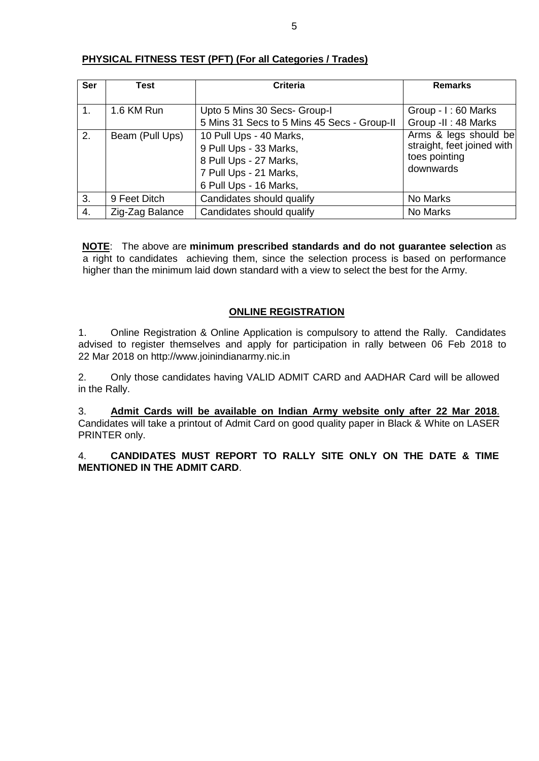**PHYSICAL FITNESS TEST (PFT) (For all Categories / Trades)**

| Ser | Test | Criteria | Remarks |
|---|---|---|---|
| 1. | 1.6 KM Run | Upto 5 Mins 30 Secs- Group-I<br>5 Mins 31 Secs to 5 Mins 45 Secs - Group-II | Group - I : 60 Marks<br>Group -II : 48 Marks |
| 2. | Beam (Pull Ups) | 10 Pull Ups - 40 Marks,<br>9 Pull Ups - 33 Marks,<br>8 Pull Ups - 27 Marks,<br>7 Pull Ups - 21 Marks,<br>6 Pull Ups - 16 Marks, | Arms & legs should be straight, feet joined with toes pointing downwards |
| 3. | 9 Feet Ditch | Candidates should qualify | No Marks |
| 4. | Zig-Zag Balance | Candidates should qualify | No Marks |

**NOTE**: The above are **minimum prescribed standards and do not guarantee selection** as a right to candidates achieving them, since the selection process is based on performance higher than the minimum laid down standard with a view to select the best for the Army.

**ONLINE REGISTRATION**

1. Online Registration & Online Application is compulsory to attend the Rally. Candidates advised to register themselves and apply for participation in rally between 06 Feb 2018 to 22 Mar 2018 on http://www.joinindianarmy.nic.in

2. Only those candidates having VALID ADMIT CARD and AADHAR Card will be allowed in the Rally.

3. **Admit Cards will be available on Indian Army website only after 22 Mar 2018**. Candidates will take a printout of Admit Card on good quality paper in Black & White on LASER PRINTER only.

4. **CANDIDATES MUST REPORT TO RALLY SITE ONLY ON THE DATE & TIME MENTIONED IN THE ADMIT CARD**.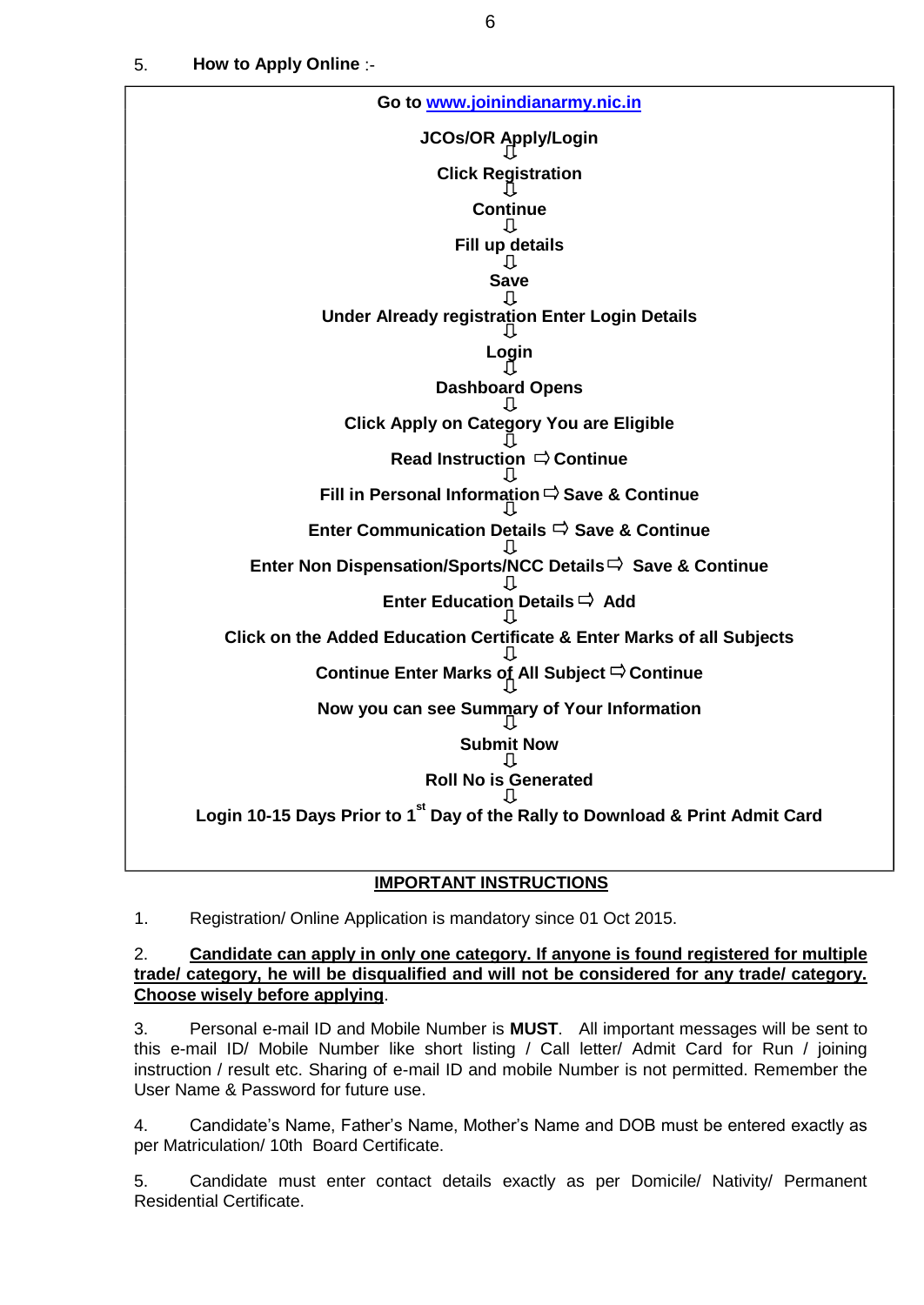5. **How to Apply Online** :-

**Go to [www.joinindianarmy.nic.in](http://www.joinindianarmy.nic.in)**

**JCOs/OR Apply/Login**
⇩
**Click Registration**
⇩
**Continue**
⇩
**Fill up details**
⇩
**Save**
⇩
**Under Already registration Enter Login Details**
⇩
**Login**
⇩
**Dashboard Opens**
⇩
**Click Apply on Category You are Eligible**
⇩
**Read Instruction ⇨ Continue**
⇩
**Fill in Personal Information ⇨ Save & Continue**
⇩
**Enter Communication Details ⇨ Save & Continue**
⇩
**Enter Non Dispensation/Sports/NCC Details ⇨ Save & Continue**
⇩
**Enter Education Details ⇨ Add**
⇩
**Click on the Added Education Certificate & Enter Marks of all Subjects**
⇩
**Continue Enter Marks of All Subject ⇨ Continue**
⇩
**Now you can see Summary of Your Information**
⇩
**Submit Now**
⇩
**Roll No is Generated**
⇩
**Login 10-15 Days Prior to 1st Day of the Rally to Download & Print Admit Card**

## IMPORTANT INSTRUCTIONS

1. Registration/ Online Application is mandatory since 01 Oct 2015.

2. **Candidate can apply in only one category. If anyone is found registered for multiple trade/ category, he will be disqualified and will not be considered for any trade/ category. Choose wisely before applying**.

3. Personal e-mail ID and Mobile Number is **MUST**. All important messages will be sent to this e-mail ID/ Mobile Number like short listing / Call letter/ Admit Card for Run / joining instruction / result etc. Sharing of e-mail ID and mobile Number is not permitted. Remember the User Name & Password for future use.

4. Candidate's Name, Father's Name, Mother's Name and DOB must be entered exactly as per Matriculation/ 10th Board Certificate.

5. Candidate must enter contact details exactly as per Domicile/ Nativity/ Permanent Residential Certificate.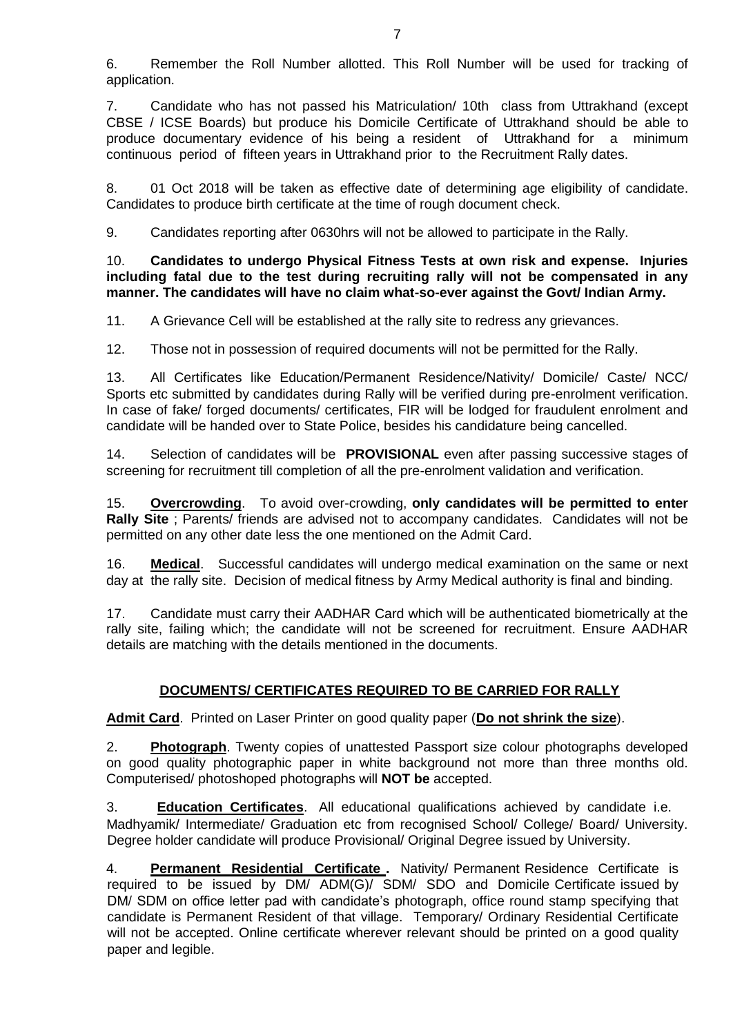6. Remember the Roll Number allotted. This Roll Number will be used for tracking of application.

7. Candidate who has not passed his Matriculation/ 10th class from Uttrakhand (except CBSE / ICSE Boards) but produce his Domicile Certificate of Uttrakhand should be able to produce documentary evidence of his being a resident of Uttrakhand for a minimum continuous period of fifteen years in Uttrakhand prior to the Recruitment Rally dates.

8. 01 Oct 2018 will be taken as effective date of determining age eligibility of candidate. Candidates to produce birth certificate at the time of rough document check.

9. Candidates reporting after 0630hrs will not be allowed to participate in the Rally.

10. **Candidates to undergo Physical Fitness Tests at own risk and expense. Injuries including fatal due to the test during recruiting rally will not be compensated in any manner. The candidates will have no claim what-so-ever against the Govt/ Indian Army.**

11. A Grievance Cell will be established at the rally site to redress any grievances.

12. Those not in possession of required documents will not be permitted for the Rally.

13. All Certificates like Education/Permanent Residence/Nativity/ Domicile/ Caste/ NCC/ Sports etc submitted by candidates during Rally will be verified during pre-enrolment verification. In case of fake/ forged documents/ certificates, FIR will be lodged for fraudulent enrolment and candidate will be handed over to State Police, besides his candidature being cancelled.

14. Selection of candidates will be **PROVISIONAL** even after passing successive stages of screening for recruitment till completion of all the pre-enrolment validation and verification.

15. **Overcrowding**. To avoid over-crowding, **only candidates will be permitted to enter Rally Site** ; Parents/ friends are advised not to accompany candidates. Candidates will not be permitted on any other date less the one mentioned on the Admit Card.

16. **Medical**. Successful candidates will undergo medical examination on the same or next day at the rally site. Decision of medical fitness by Army Medical authority is final and binding.

17. Candidate must carry their AADHAR Card which will be authenticated biometrically at the rally site, failing which; the candidate will not be screened for recruitment. Ensure AADHAR details are matching with the details mentioned in the documents.

## DOCUMENTS/ CERTIFICATES REQUIRED TO BE CARRIED FOR RALLY

**Admit Card**. Printed on Laser Printer on good quality paper (**Do not shrink the size**).

2. **Photograph**. Twenty copies of unattested Passport size colour photographs developed on good quality photographic paper in white background not more than three months old. Computerised/ photoshoped photographs will **NOT be** accepted.

3. **Education Certificates**. All educational qualifications achieved by candidate i.e. Madhyamik/ Intermediate/ Graduation etc from recognised School/ College/ Board/ University. Degree holder candidate will produce Provisional/ Original Degree issued by University.

4. **Permanent Residential Certificate .** Nativity/ Permanent Residence Certificate is required to be issued by DM/ ADM(G)/ SDM/ SDO and Domicile Certificate issued by DM/ SDM on office letter pad with candidate's photograph, office round stamp specifying that candidate is Permanent Resident of that village. Temporary/ Ordinary Residential Certificate will not be accepted. Online certificate wherever relevant should be printed on a good quality paper and legible.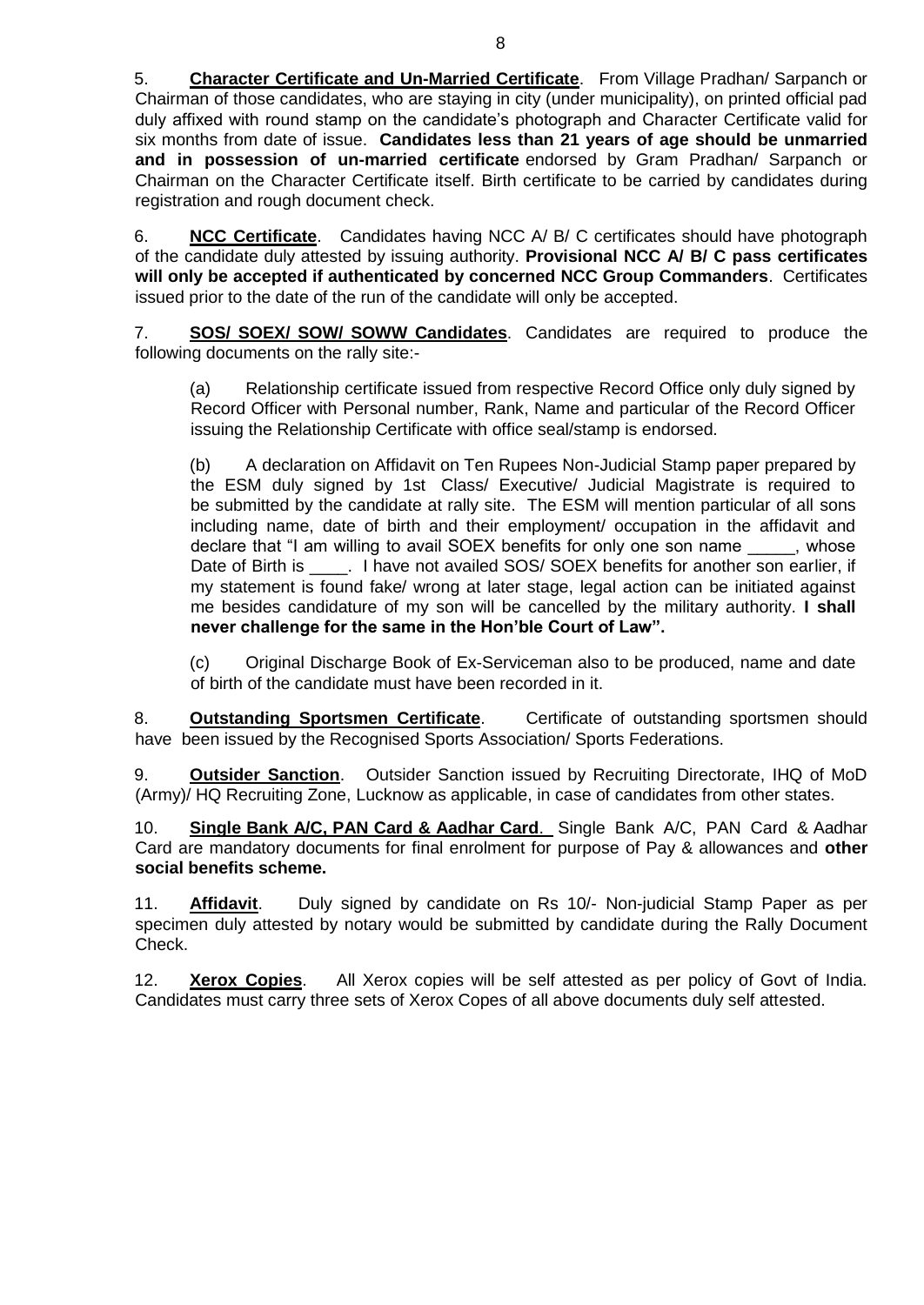5. **Character Certificate and Un-Married Certificate**. From Village Pradhan/ Sarpanch or Chairman of those candidates, who are staying in city (under municipality), on printed official pad duly affixed with round stamp on the candidate's photograph and Character Certificate valid for six months from date of issue. **Candidates less than 21 years of age should be unmarried and in possession of un-married certificate** endorsed by Gram Pradhan/ Sarpanch or Chairman on the Character Certificate itself. Birth certificate to be carried by candidates during registration and rough document check.

6. **NCC Certificate**. Candidates having NCC A/ B/ C certificates should have photograph of the candidate duly attested by issuing authority. **Provisional NCC A/ B/ C pass certificates will only be accepted if authenticated by concerned NCC Group Commanders**. Certificates issued prior to the date of the run of the candidate will only be accepted.

7. **SOS/ SOEX/ SOW/ SOWW Candidates**. Candidates are required to produce the following documents on the rally site:-

(a) Relationship certificate issued from respective Record Office only duly signed by Record Officer with Personal number, Rank, Name and particular of the Record Officer issuing the Relationship Certificate with office seal/stamp is endorsed.

(b) A declaration on Affidavit on Ten Rupees Non-Judicial Stamp paper prepared by the ESM duly signed by 1st Class/ Executive/ Judicial Magistrate is required to be submitted by the candidate at rally site. The ESM will mention particular of all sons including name, date of birth and their employment/ occupation in the affidavit and declare that "I am willing to avail SOEX benefits for only one son name _____, whose Date of Birth is ____. I have not availed SOS/ SOEX benefits for another son earlier, if my statement is found fake/ wrong at later stage, legal action can be initiated against me besides candidature of my son will be cancelled by the military authority. **I shall never challenge for the same in the Hon'ble Court of Law".**

(c) Original Discharge Book of Ex-Serviceman also to be produced, name and date of birth of the candidate must have been recorded in it.

8. **Outstanding Sportsmen Certificate**. Certificate of outstanding sportsmen should have been issued by the Recognised Sports Association/ Sports Federations.

9. **Outsider Sanction**. Outsider Sanction issued by Recruiting Directorate, IHQ of MoD (Army)/ HQ Recruiting Zone, Lucknow as applicable, in case of candidates from other states.

10. **Single Bank A/C, PAN Card & Aadhar Card**. Single Bank A/C, PAN Card & Aadhar Card are mandatory documents for final enrolment for purpose of Pay & allowances and **other social benefits scheme.**

11. **Affidavit**. Duly signed by candidate on Rs 10/- Non-judicial Stamp Paper as per specimen duly attested by notary would be submitted by candidate during the Rally Document Check.

12. **Xerox Copies**. All Xerox copies will be self attested as per policy of Govt of India. Candidates must carry three sets of Xerox Copes of all above documents duly self attested.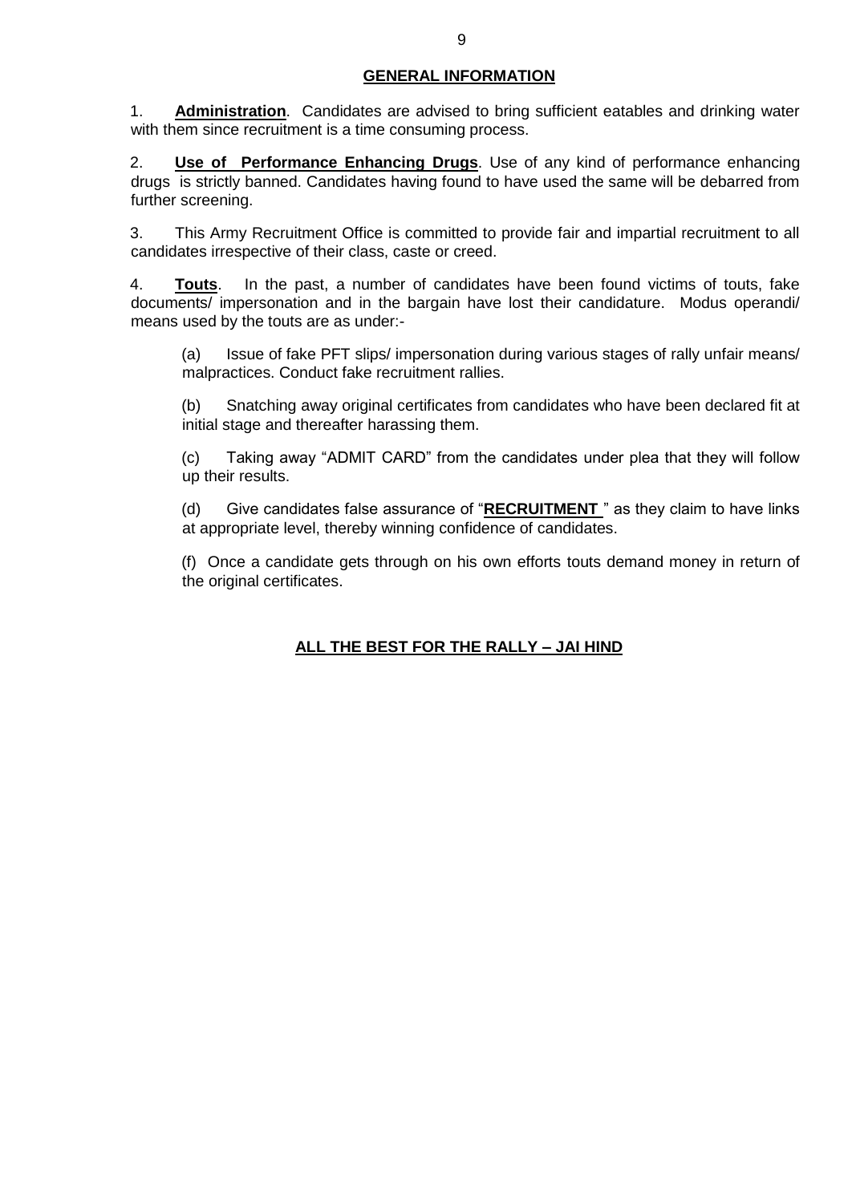## GENERAL INFORMATION

1. **Administration**. Candidates are advised to bring sufficient eatables and drinking water with them since recruitment is a time consuming process.

2. **Use of Performance Enhancing Drugs**. Use of any kind of performance enhancing drugs is strictly banned. Candidates having found to have used the same will be debarred from further screening.

3. This Army Recruitment Office is committed to provide fair and impartial recruitment to all candidates irrespective of their class, caste or creed.

4. **Touts**. In the past, a number of candidates have been found victims of touts, fake documents/ impersonation and in the bargain have lost their candidature. Modus operandi/ means used by the touts are as under:-

(a) Issue of fake PFT slips/ impersonation during various stages of rally unfair means/ malpractices. Conduct fake recruitment rallies.

(b) Snatching away original certificates from candidates who have been declared fit at initial stage and thereafter harassing them.

(c) Taking away "ADMIT CARD" from the candidates under plea that they will follow up their results.

(d) Give candidates false assurance of "**RECRUITMENT** " as they claim to have links at appropriate level, thereby winning confidence of candidates.

(f) Once a candidate gets through on his own efforts touts demand money in return of the original certificates.

**ALL THE BEST FOR THE RALLY – JAI HIND**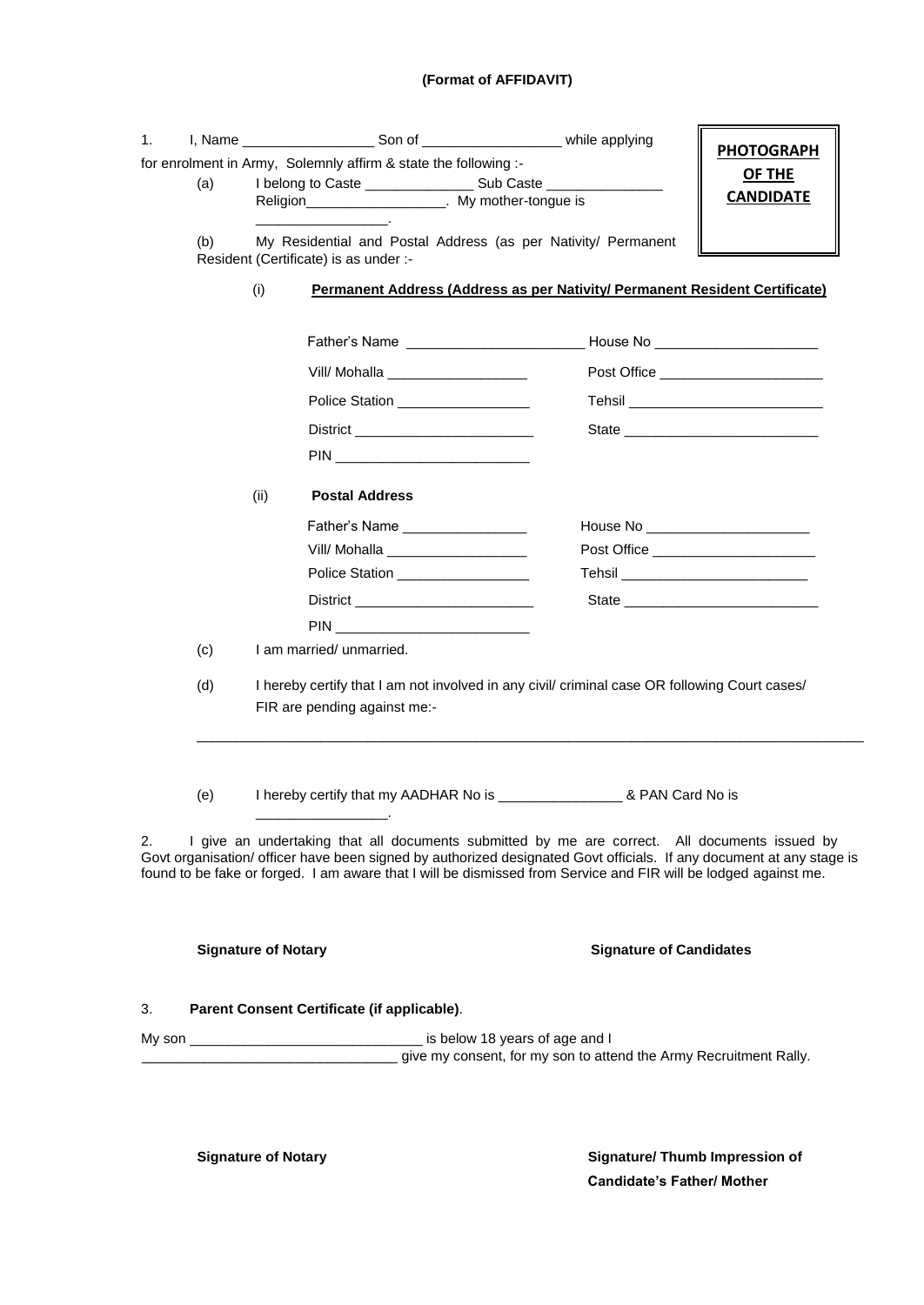**(Format of AFFIDAVIT)**

**PHOTOGRAPH OF THE CANDIDATE**

1. I, Name _________________ Son of __________________ while applying for enrolment in Army, Solemnly affirm & state the following :-

   (a) I belong to Caste ______________ Sub Caste _______________ Religion__________________. My mother-tongue is _________________.

   (b) My Residential and Postal Address (as per Nativity/ Permanent Resident (Certificate) is as under :-

      (i) **Permanent Address (Address as per Nativity/ Permanent Resident Certificate)**

      Father's Name _______________________ House No _____________________

      Vill/ Mohalla __________________ Post Office _____________________

      Police Station _________________ Tehsil _________________________

      District _______________________ State _________________________

      PIN ________________________

      (ii) **Postal Address**

      Father's Name ________________ House No _____________________

      Vill/ Mohalla __________________ Post Office _____________________

      Police Station _________________ Tehsil ________________________

      District _______________________ State _________________________

      PIN ________________________

   (c) I am married/ unmarried.

   (d) I hereby certify that I am not involved in any civil/ criminal case OR following Court cases/ FIR are pending against me:-

   ________________________________________________________________________________

   (e) I hereby certify that my AADHAR No is ________________ & PAN Card No is _________________.

2. I give an undertaking that all documents submitted by me are correct. All documents issued by Govt organisation/ officer have been signed by authorized designated Govt officials. If any document at any stage is found to be fake or forged. I am aware that I will be dismissed from Service and FIR will be lodged against me.

**Signature of Notary** **Signature of Candidates**

3. **Parent Consent Certificate (if applicable)**.

My son _____________________________ is below 18 years of age and I _________________________________ give my consent, for my son to attend the Army Recruitment Rally.

**Signature of Notary** **Signature/ Thumb Impression of Candidate's Father/ Mother**